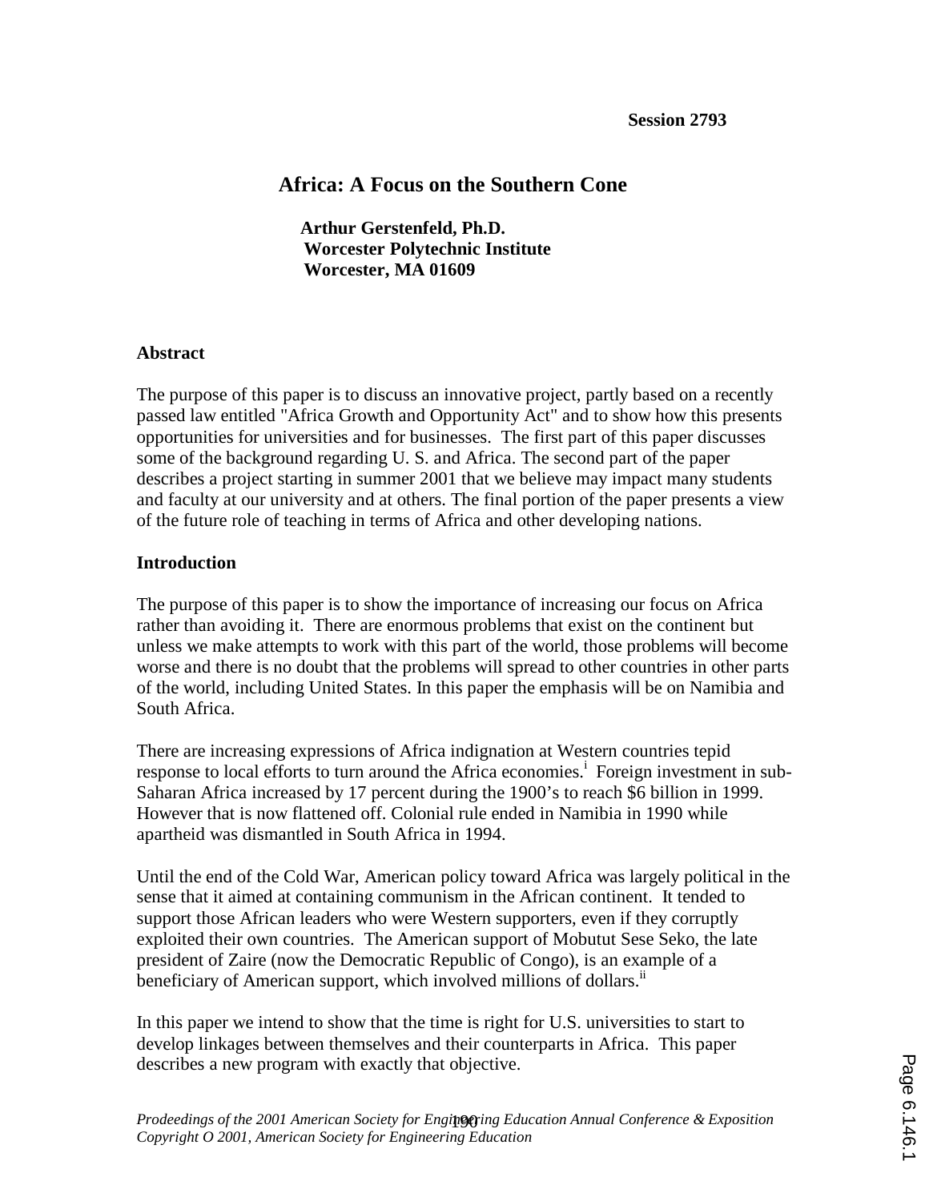Session 2793

# Africa: A Focus on the Southern Cone

**Arthur Gerstenfeld, Ph.D.**
**Worcester Polytechnic Institute**
**Worcester, MA 01609**

## Abstract

The purpose of this paper is to discuss an innovative project, partly based on a recently passed law entitled "Africa Growth and Opportunity Act" and to show how this presents opportunities for universities and for businesses. The first part of this paper discusses some of the background regarding U. S. and Africa. The second part of the paper describes a project starting in summer 2001 that we believe may impact many students and faculty at our university and at others. The final portion of the paper presents a view of the future role of teaching in terms of Africa and other developing nations.

## Introduction

The purpose of this paper is to show the importance of increasing our focus on Africa rather than avoiding it. There are enormous problems that exist on the continent but unless we make attempts to work with this part of the world, those problems will become worse and there is no doubt that the problems will spread to other countries in other parts of the world, including United States. In this paper the emphasis will be on Namibia and South Africa.

There are increasing expressions of Africa indignation at Western countries tepid response to local efforts to turn around the Africa economies.[i] Foreign investment in sub-Saharan Africa increased by 17 percent during the 1900's to reach $6 billion in 1999. However that is now flattened off. Colonial rule ended in Namibia in 1990 while apartheid was dismantled in South Africa in 1994.

Until the end of the Cold War, American policy toward Africa was largely political in the sense that it aimed at containing communism in the African continent. It tended to support those African leaders who were Western supporters, even if they corruptly exploited their own countries. The American support of Mobutut Sese Seko, the late president of Zaire (now the Democratic Republic of Congo), is an example of a beneficiary of American support, which involved millions of dollars.[ii]

In this paper we intend to show that the time is right for U.S. universities to start to develop linkages between themselves and their counterparts in Africa. This paper describes a new program with exactly that objective.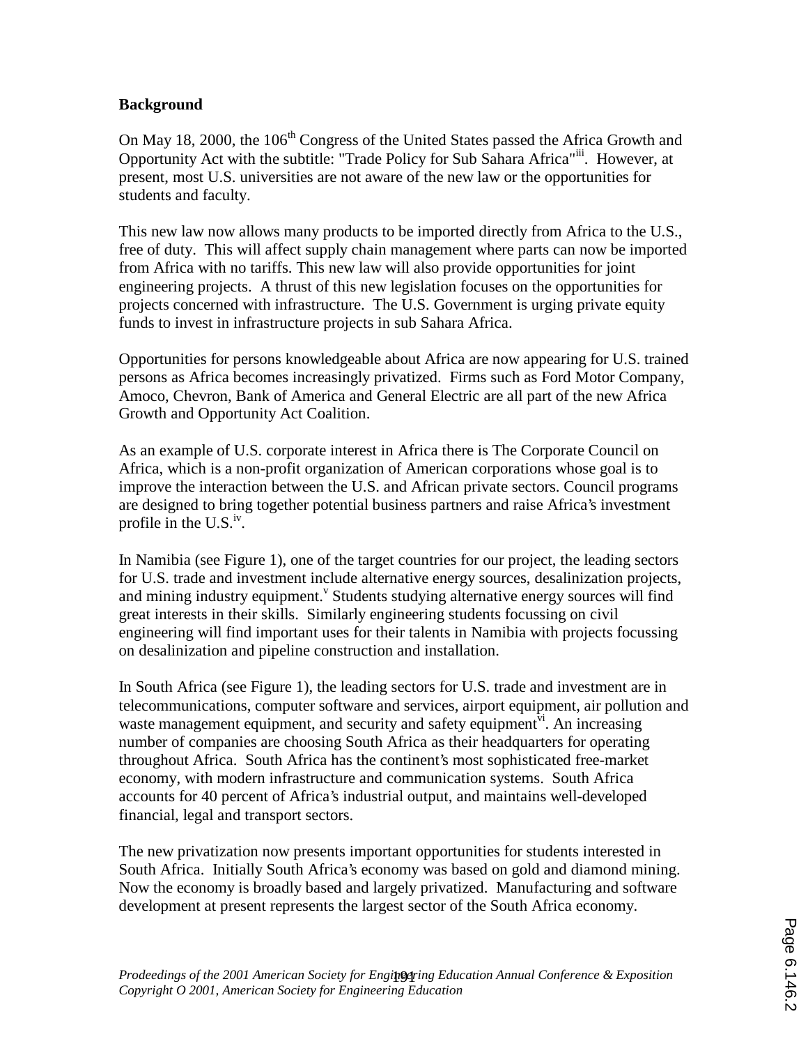## Background

On May 18, 2000, the 106th Congress of the United States passed the Africa Growth and Opportunity Act with the subtitle: "Trade Policy for Sub Sahara Africa"[iii]. However, at present, most U.S. universities are not aware of the new law or the opportunities for students and faculty.

This new law now allows many products to be imported directly from Africa to the U.S., free of duty. This will affect supply chain management where parts can now be imported from Africa with no tariffs. This new law will also provide opportunities for joint engineering projects. A thrust of this new legislation focuses on the opportunities for projects concerned with infrastructure. The U.S. Government is urging private equity funds to invest in infrastructure projects in sub Sahara Africa.

Opportunities for persons knowledgeable about Africa are now appearing for U.S. trained persons as Africa becomes increasingly privatized. Firms such as Ford Motor Company, Amoco, Chevron, Bank of America and General Electric are all part of the new Africa Growth and Opportunity Act Coalition.

As an example of U.S. corporate interest in Africa there is The Corporate Council on Africa, which is a non-profit organization of American corporations whose goal is to improve the interaction between the U.S. and African private sectors. Council programs are designed to bring together potential business partners and raise Africa's investment profile in the U.S.[iv].

In Namibia (see Figure 1), one of the target countries for our project, the leading sectors for U.S. trade and investment include alternative energy sources, desalinization projects, and mining industry equipment.[v] Students studying alternative energy sources will find great interests in their skills. Similarly engineering students focussing on civil engineering will find important uses for their talents in Namibia with projects focussing on desalinization and pipeline construction and installation.

In South Africa (see Figure 1), the leading sectors for U.S. trade and investment are in telecommunications, computer software and services, airport equipment, air pollution and waste management equipment, and security and safety equipment[vi]. An increasing number of companies are choosing South Africa as their headquarters for operating throughout Africa. South Africa has the continent's most sophisticated free-market economy, with modern infrastructure and communication systems. South Africa accounts for 40 percent of Africa's industrial output, and maintains well-developed financial, legal and transport sectors.

The new privatization now presents important opportunities for students interested in South Africa. Initially South Africa's economy was based on gold and diamond mining. Now the economy is broadly based and largely privatized. Manufacturing and software development at present represents the largest sector of the South Africa economy.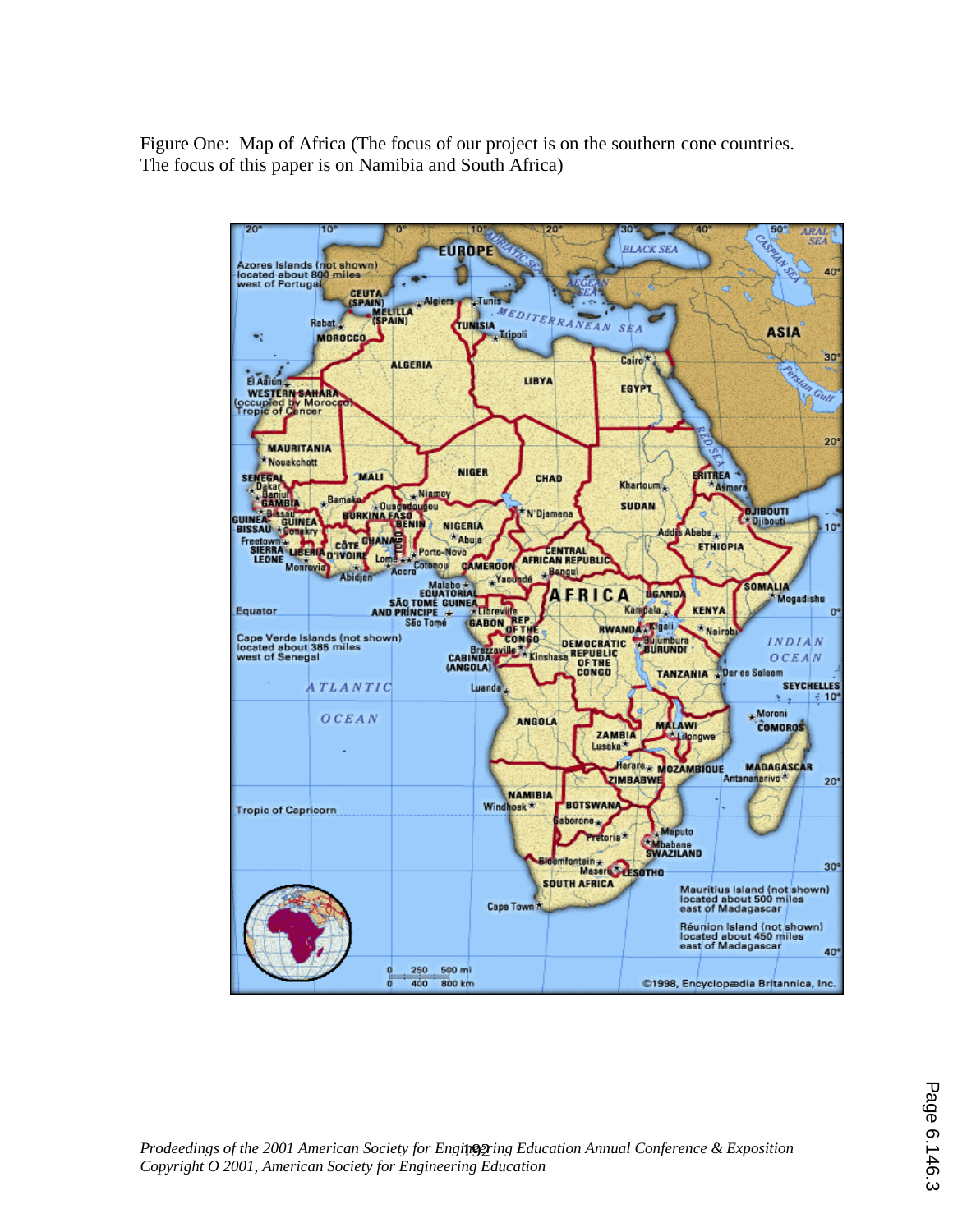Figure One: Map of Africa (The focus of our project is on the southern cone countries. The focus of this paper is on Namibia and South Africa)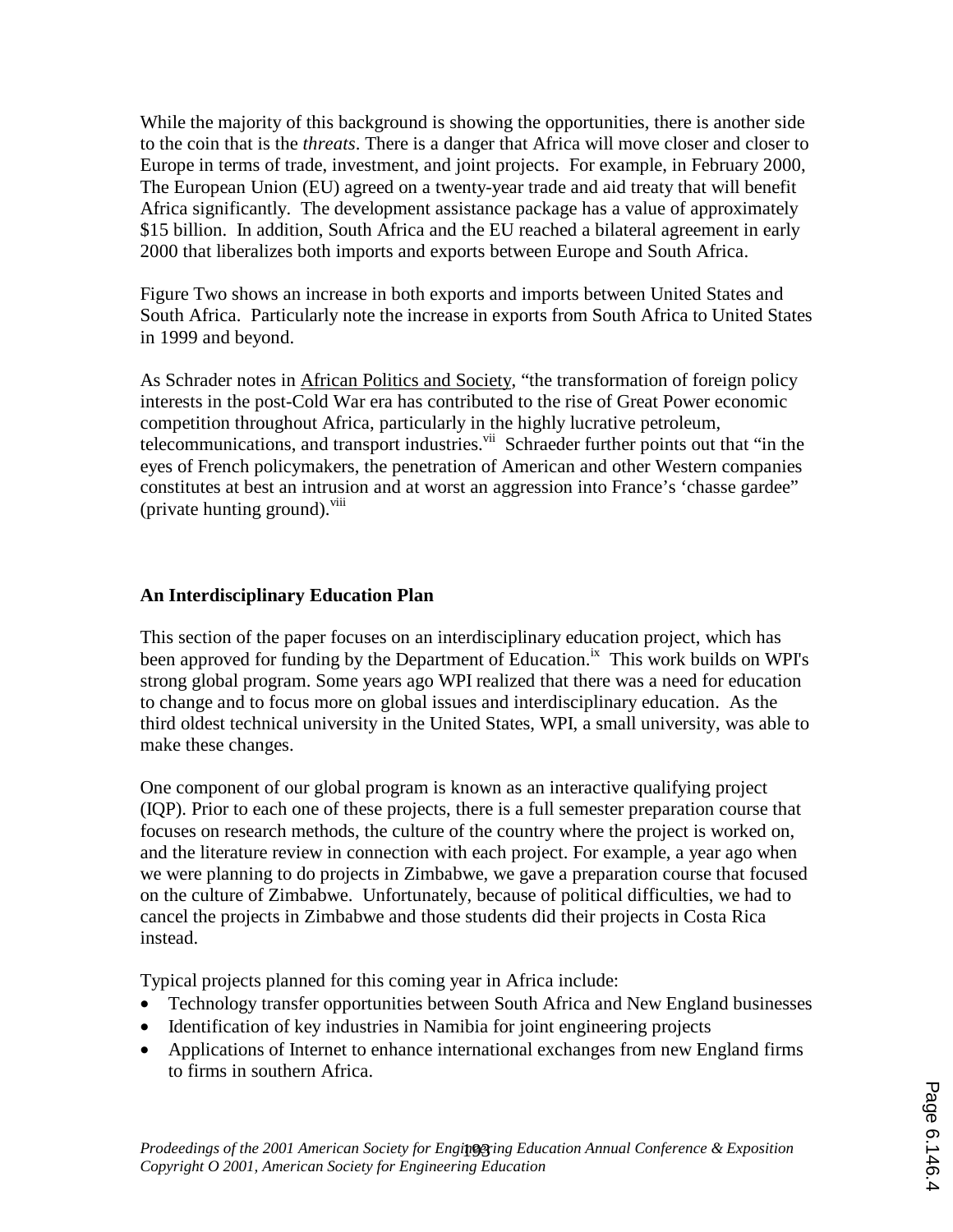While the majority of this background is showing the opportunities, there is another side to the coin that is the *threats*. There is a danger that Africa will move closer and closer to Europe in terms of trade, investment, and joint projects. For example, in February 2000, The European Union (EU) agreed on a twenty-year trade and aid treaty that will benefit Africa significantly. The development assistance package has a value of approximately $15 billion. In addition, South Africa and the EU reached a bilateral agreement in early 2000 that liberalizes both imports and exports between Europe and South Africa.

Figure Two shows an increase in both exports and imports between United States and South Africa. Particularly note the increase in exports from South Africa to United States in 1999 and beyond.

As Schrader notes in African Politics and Society, "the transformation of foreign policy interests in the post-Cold War era has contributed to the rise of Great Power economic competition throughout Africa, particularly in the highly lucrative petroleum, telecommunications, and transport industries.[vii] Schraeder further points out that "in the eyes of French policymakers, the penetration of American and other Western companies constitutes at best an intrusion and at worst an aggression into France's 'chasse gardee" (private hunting ground).[viii]

**An Interdisciplinary Education Plan**

This section of the paper focuses on an interdisciplinary education project, which has been approved for funding by the Department of Education.[ix] This work builds on WPI's strong global program. Some years ago WPI realized that there was a need for education to change and to focus more on global issues and interdisciplinary education. As the third oldest technical university in the United States, WPI, a small university, was able to make these changes.

One component of our global program is known as an interactive qualifying project (IQP). Prior to each one of these projects, there is a full semester preparation course that focuses on research methods, the culture of the country where the project is worked on, and the literature review in connection with each project. For example, a year ago when we were planning to do projects in Zimbabwe, we gave a preparation course that focused on the culture of Zimbabwe. Unfortunately, because of political difficulties, we had to cancel the projects in Zimbabwe and those students did their projects in Costa Rica instead.

Typical projects planned for this coming year in Africa include:

- Technology transfer opportunities between South Africa and New England businesses
- Identification of key industries in Namibia for joint engineering projects
- Applications of Internet to enhance international exchanges from new England firms to firms in southern Africa.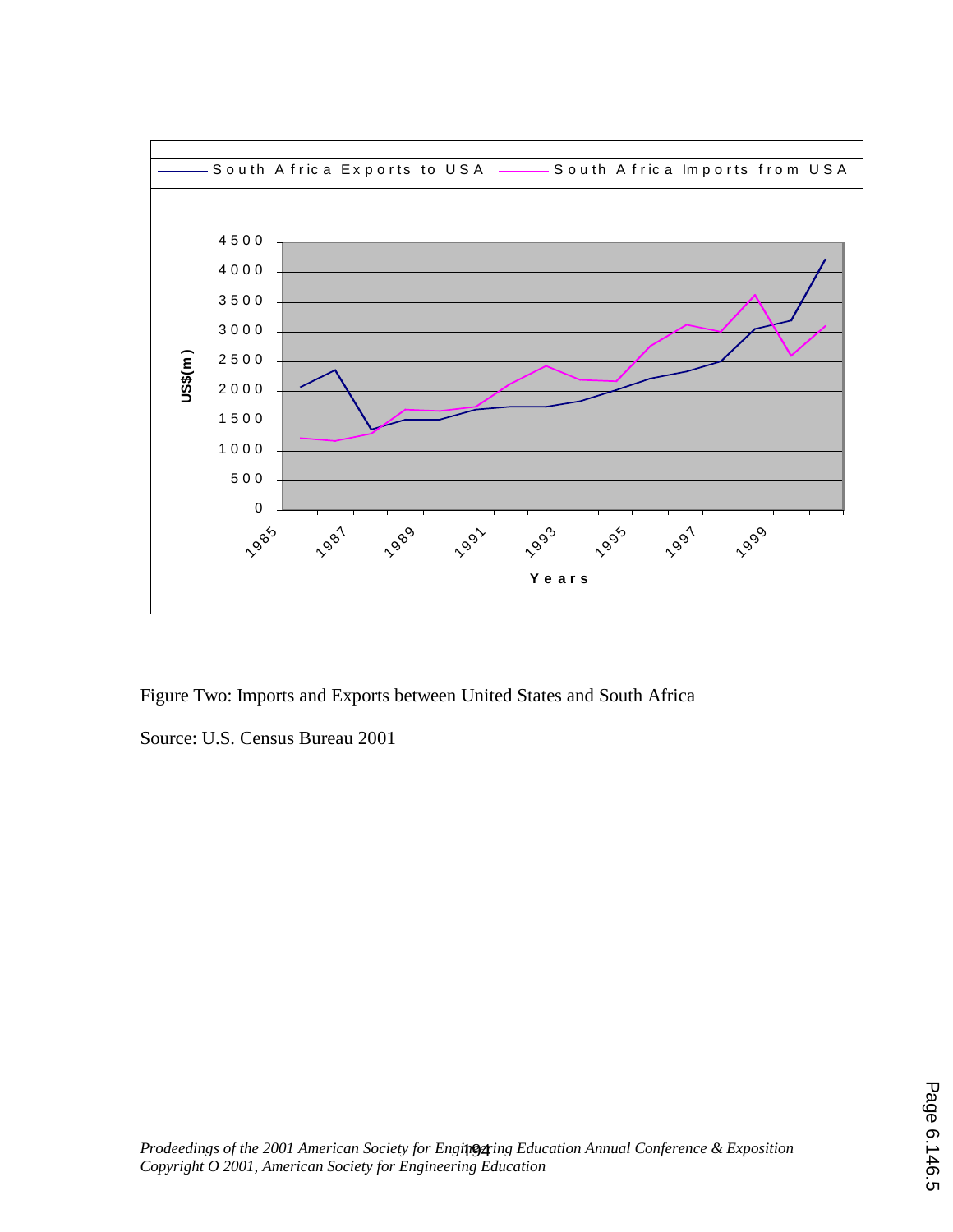Figure Two: Imports and Exports between United States and South Africa

Source: U.S. Census Bureau 2001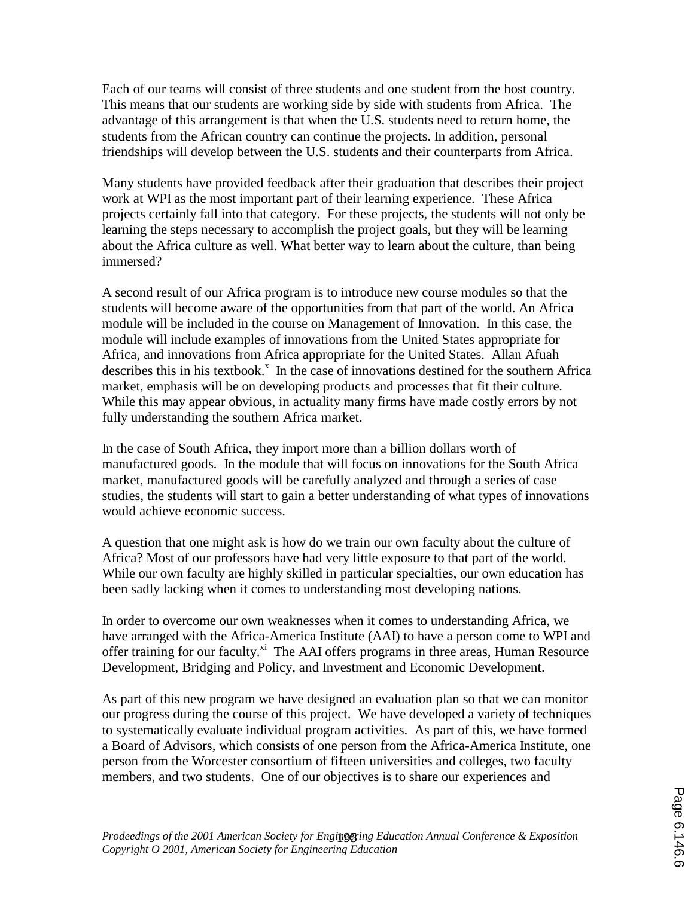Each of our teams will consist three students and one student from the host country. This means that our students are working side by side with students from Africa. The advantage of this arrangement is that when the U.S. students need to return home, the students from the African country can continue the projects. In addition, personal friendships will develop between the U.S. students and their counterparts from Africa.

Many students have provided feedback after their graduation that describes their project work at WPI as the most important part of their learning experience. These Africa projects certainly fall into that category. For these projects, the students will not only be learning the steps necessary to accomplish the project goals, but they will be learning about the Africa culture as well. What better way to learn about the culture, than being immersed?

A second result of our Africa program is to introduce new course modules so that the students will become aware of the opportunities from that part of the world. An Africa module will be included in the course on Management of Innovation. In this case, the module will include examples of innovations from the United States appropriate for Africa, and innovations from Africa appropriate for the United States. Allan Afuah describes this in his textbook.[x] In the case of innovations destined for the southern Africa market, emphasis will be on developing products and processes that fit their culture. While this may appear obvious, in actuality many firms have made costly errors by not fully understanding the southern Africa market.

In the case of South Africa, they import more than a billion dollars worth of manufactured goods. In the module that will focus on innovations for the South Africa market, manufactured goods will be carefully analyzed and through a series of case studies, the students will start to gain a better understanding of what types of innovations would achieve economic success.

A question that one might ask is how do we train our own faculty about the culture of Africa? Most of our professors have had very little exposure to that part of the world. While our own faculty are highly skilled in particular specialties, our own education has been sadly lacking when it comes to understanding most developing nations.

In order to overcome our own weaknesses when it comes to understanding Africa, we have arranged with the Africa-America Institute (AAI) to have a person come to WPI and offer training for our faculty.[xi] The AAI offers programs in three areas, Human Resource Development, Bridging and Policy, and Investment and Economic Development.

As part of this new program we have designed an evaluation plan so that we can monitor our progress during the course of this project. We have developed a variety of techniques to systematically evaluate individual program activities. As part of this, we have formed a Board of Advisors, which consists of one person from the Africa-America Institute, one person from the Worcester consortium of fifteen universities and colleges, two faculty members, and two students. One of our objectives is to share our experiences and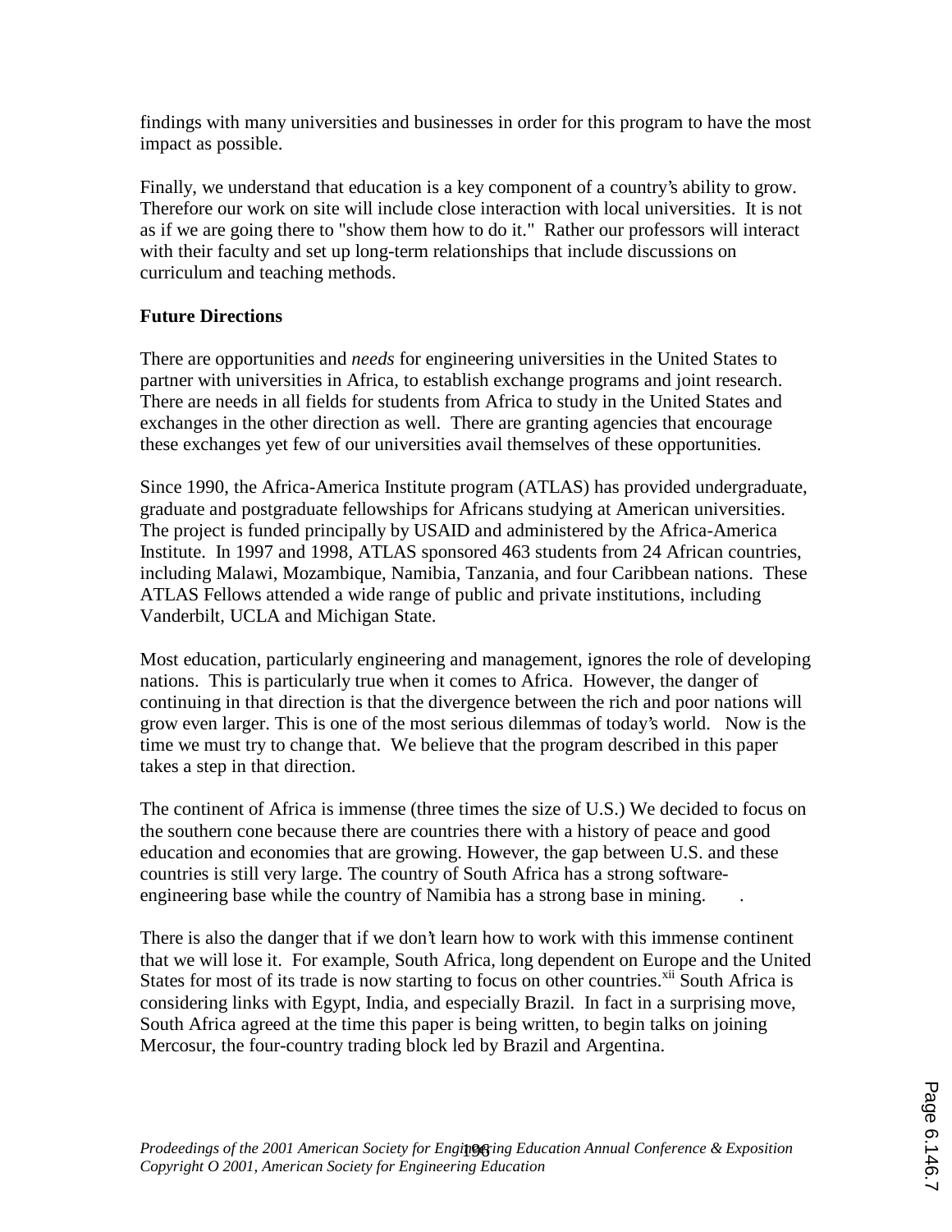findings with many universities and businesses in order for this program to have the most impact as possible.

Finally, we understand that education is a key component of a country's ability to grow. Therefore our work on site will include close interaction with local universities. It is not as if we are going there to "show them how to do it." Rather our professors will interact with their faculty and set up long-term relationships that include discussions on curriculum and teaching methods.

**Future Directions**

There are opportunities and *needs* for engineering universities in the United States to partner with universities in Africa, to establish exchange programs and joint research. There are needs in all fields for students from Africa to study in the United States and exchanges in the other direction as well. There are granting agencies that encourage these exchanges yet few of our universities avail themselves of these opportunities.

Since 1990, the Africa-America Institute program (ATLAS) has provided undergraduate, graduate and postgraduate fellowships for Africans studying at American universities. The project is funded principally by USAID and administered by the Africa-America Institute. In 1997 and 1998, ATLAS sponsored 463 students from 24 African countries, including Malawi, Mozambique, Namibia, Tanzania, and four Caribbean nations. These ATLAS Fellows attended a wide range of public and private institutions, including Vanderbilt, UCLA and Michigan State.

Most education, particularly engineering and management, ignores the role of developing nations. This is particularly true when it comes to Africa. However, the danger of continuing in that direction is that the divergence between the rich and poor nations will grow even larger. This is one of the most serious dilemmas of today's world. Now is the time we must try to change that. We believe that the program described in this paper takes a step in that direction.

The continent of Africa is immense (three times the size of U.S.) We decided to focus on the southern cone because there are countries there with a history of peace and good education and economies that are growing. However, the gap between U.S. and these countries is still very large. The country of South Africa has a strong software-engineering base while the country of Namibia has a strong base in mining.

There is also the danger that if we don't learn how to work with this immense continent that we will lose it. For example, South Africa, long dependent on Europe and the United States for most of its trade is now starting to focus on other countries.[xii] South Africa is considering links with Egypt, India, and especially Brazil. In fact in a surprising move, South Africa agreed at the time this paper is being written, to begin talks on joining Mercosur, the four-country trading block led by Brazil and Argentina.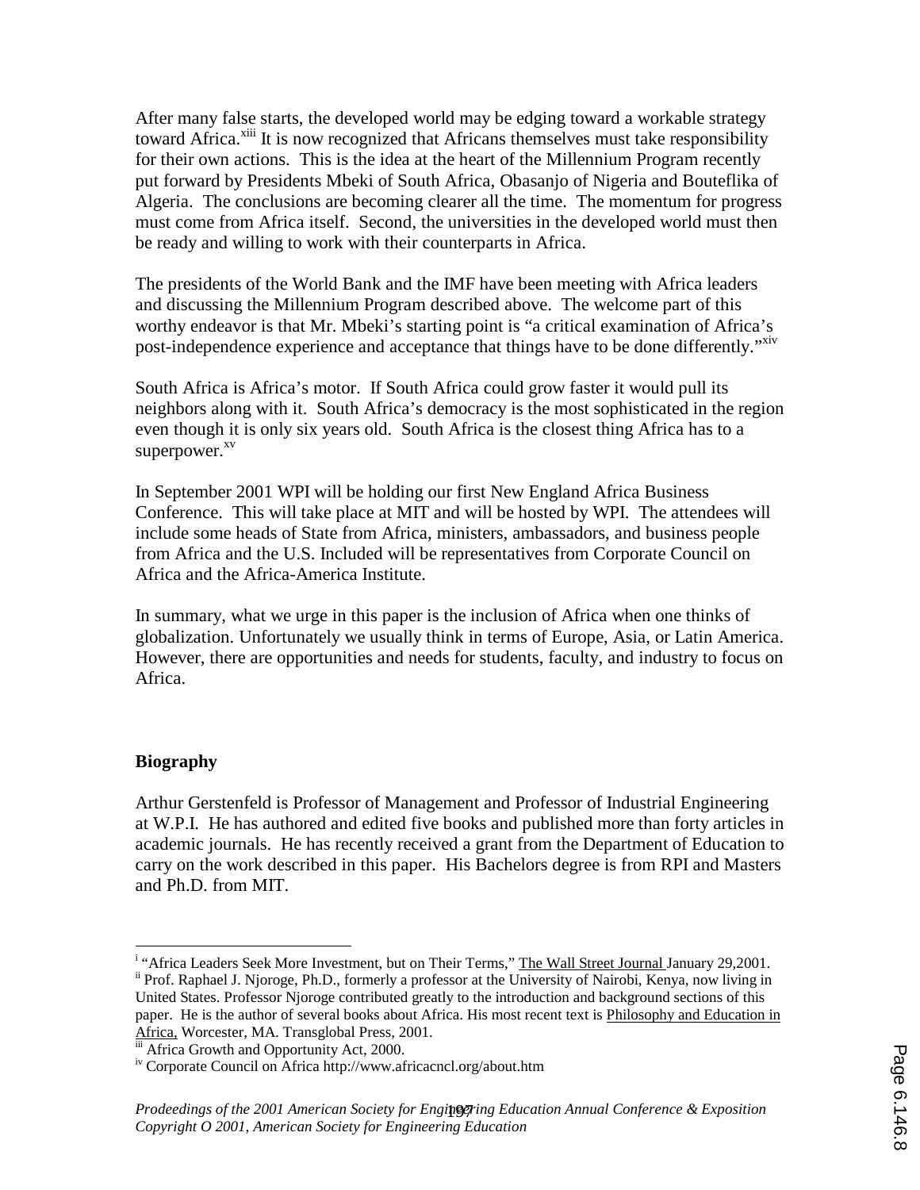After many false starts, the developed world may be edging toward a workable strategy toward Africa.[xiii] It is now recognized that Africans themselves must take responsibility for their own actions. This is the idea at the heart of the Millennium Program recently put forward by Presidents Mbeki of South Africa, Obasanjo of Nigeria and Bouteflika of Algeria. The conclusions are becoming clearer all the time. The momentum for progress must come from Africa itself. Second, the universities in the developed world must then be ready and willing to work with their counterparts in Africa.

The presidents of the World Bank and the IMF have been meeting with Africa leaders and discussing the Millennium Program described above. The welcome part of this worthy endeavor is that Mr. Mbeki's starting point is "a critical examination of Africa's post-independence experience and acceptance that things have to be done differently."[xiv]

South Africa is Africa's motor. If South Africa could grow faster it would pull its neighbors along with it. South Africa's democracy is the most sophisticated in the region even though it is only six years old. South Africa is the closest thing Africa has to a superpower.[xv]

In September 2001 WPI will be holding our first New England Africa Business Conference. This will take place at MIT and will be hosted by WPI. The attendees will include some heads of State from Africa, ministers, ambassadors, and business people from Africa and the U.S. Included will be representatives from Corporate Council on Africa and the Africa-America Institute.

In summary, what we urge in this paper is the inclusion of Africa when one thinks of globalization. Unfortunately we usually think in terms of Europe, Asia, or Latin America. However, there are opportunities and needs for students, faculty, and industry to focus on Africa.

## Biography

Arthur Gerstenfeld is Professor of Management and Professor of Industrial Engineering at W.P.I. He has authored and edited five books and published more than forty articles in academic journals. He has recently received a grant from the Department of Education to carry on the work described in this paper. His Bachelors degree is from RPI and Masters and Ph.D. from MIT.

---

[i] "Africa Leaders Seek More Investment, but on Their Terms," The Wall Street Journal January 29,2001.

[ii] Prof. Raphael J. Njoroge, Ph.D., formerly a professor at the University of Nairobi, Kenya, now living in United States. Professor Njoroge contributed greatly to the introduction and background sections of this paper. He is the author of several books about Africa. His most recent text is Philosophy and Education in Africa, Worcester, MA. Transglobal Press, 2001.

[iii] Africa Growth and Opportunity Act, 2000.

[iv] Corporate Council on Africa http://www.africacncl.org/about.htm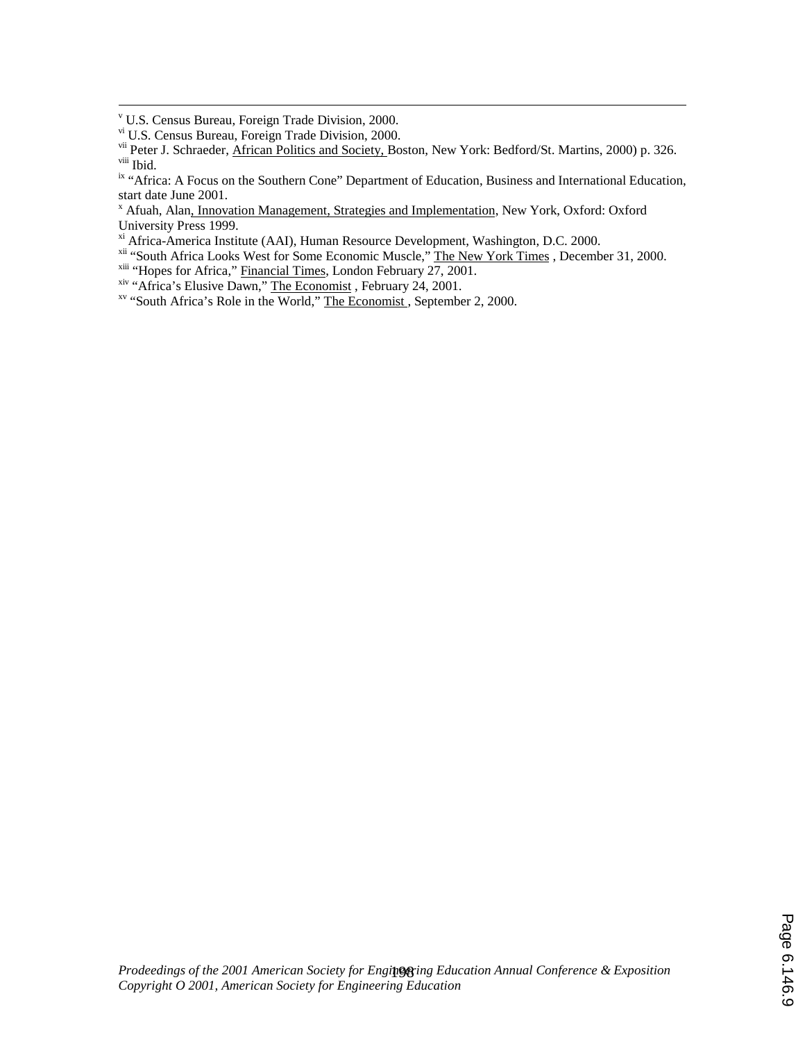[v] U.S. Census Bureau, Foreign Trade Division, 2000.

[vi] U.S. Census Bureau, Foreign Trade Division, 2000.

[vii] Peter J. Schraeder, African Politics and Society, Boston, New York: Bedford/St. Martins, 2000) p. 326.

[viii] Ibid.

[ix] "Africa: A Focus on the Southern Cone" Department of Education, Business and International Education, start date June 2001.

[x] Afuah, Alan, Innovation Management, Strategies and Implementation, New York, Oxford: Oxford University Press 1999.

[xi] Africa-America Institute (AAI), Human Resource Development, Washington, D.C. 2000.

[xii] "South Africa Looks West for Some Economic Muscle," The New York Times , December 31, 2000.

[xiii] "Hopes for Africa," Financial Times, London February 27, 2001.

[xiv] "Africa's Elusive Dawn," The Economist , February 24, 2001.

[xv] "South Africa's Role in the World," The Economist , September 2, 2000.